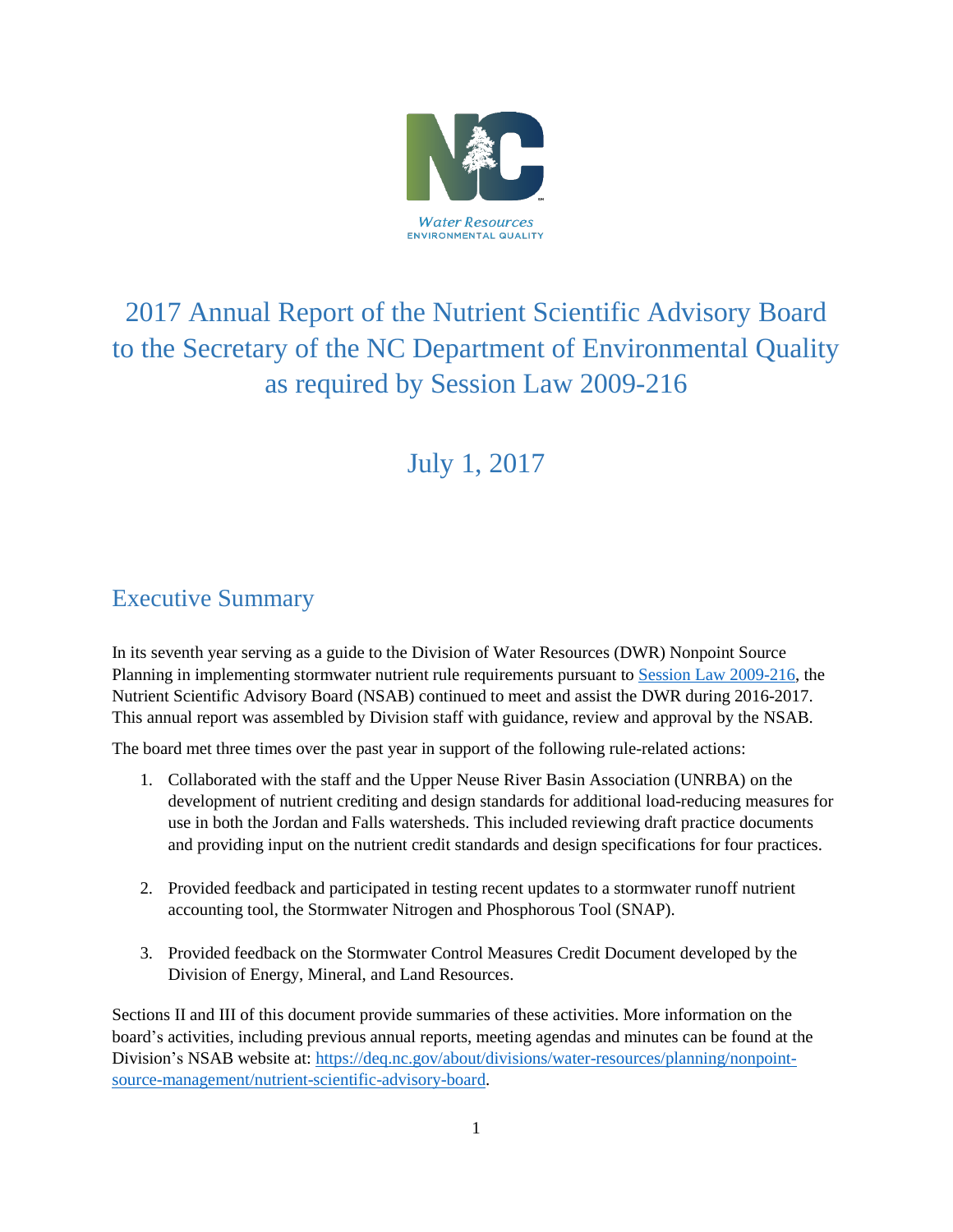Water Resources
ENVIRONMENTAL QUALITY

# 2017 Annual Report of the Nutrient Scientific Advisory Board to the Secretary of the NC Department of Environmental Quality as required by Session Law 2009-216

July 1, 2017

## Executive Summary

In its seventh year serving as a guide to the Division of Water Resources (DWR) Nonpoint Source Planning in implementing stormwater nutrient rule requirements pursuant to [Session Law 2009-216](), the Nutrient Scientific Advisory Board (NSAB) continued to meet and assist the DWR during 2016-2017. This annual report was assembled by Division staff with guidance, review and approval by the NSAB.

The board met three times over the past year in support of the following rule-related actions:

1. Collaborated with the staff and the Upper Neuse River Basin Association (UNRBA) on the development of nutrient crediting and design standards for additional load-reducing measures for use in both the Jordan and Falls watersheds. This included reviewing draft practice documents and providing input on the nutrient credit standards and design specifications for four practices.

2. Provided feedback and participated in testing recent updates to a stormwater runoff nutrient accounting tool, the Stormwater Nitrogen and Phosphorous Tool (SNAP).

3. Provided feedback on the Stormwater Control Measures Credit Document developed by the Division of Energy, Mineral, and Land Resources.

Sections II and III of this document provide summaries of these activities. More information on the board's activities, including previous annual reports, meeting agendas and minutes can be found at the Division's NSAB website at: [https://deq.nc.gov/about/divisions/water-resources/planning/nonpoint-source-management/nutrient-scientific-advisory-board](https://deq.nc.gov/about/divisions/water-resources/planning/nonpoint-source-management/nutrient-scientific-advisory-board).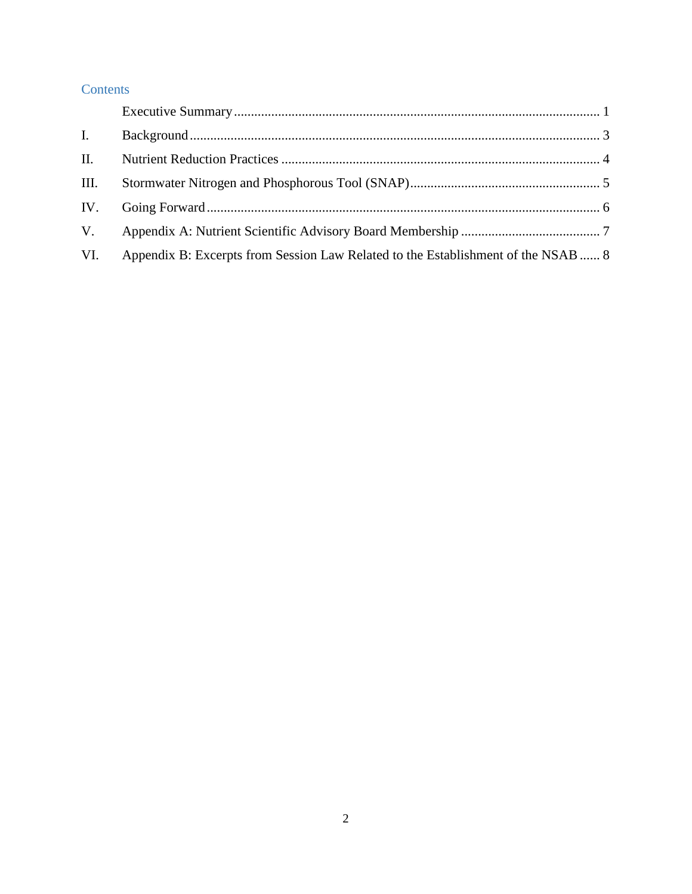## Contents

| | | |
|---|---|---|
| | Executive Summary | 1 |
| I. | Background | 3 |
| II. | Nutrient Reduction Practices | 4 |
| III. | Stormwater Nitrogen and Phosphorous Tool (SNAP) | 5 |
| IV. | Going Forward | 6 |
| V. | Appendix A: Nutrient Scientific Advisory Board Membership | 7 |
| VI. | Appendix B: Excerpts from Session Law Related to the Establishment of the NSAB | 8 |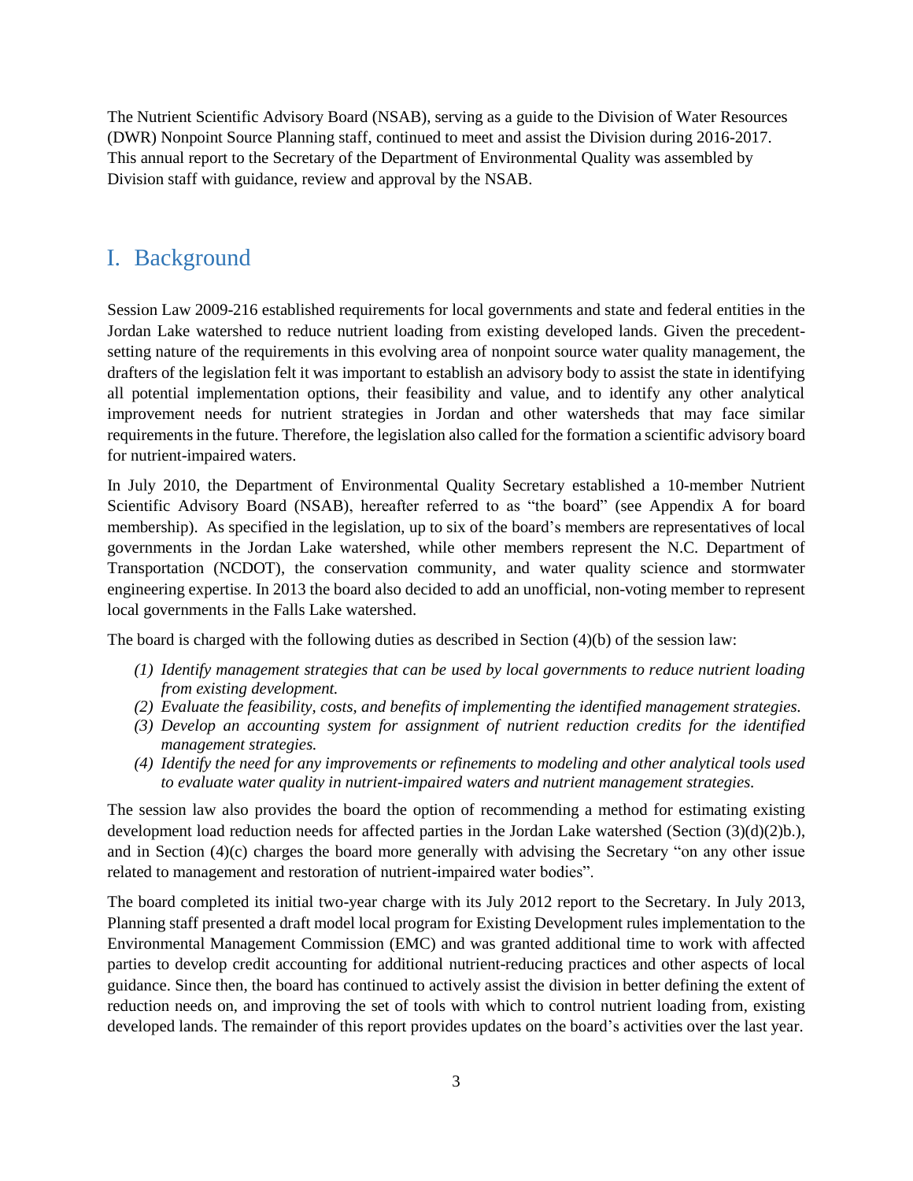The Nutrient Scientific Advisory Board (NSAB), serving as a guide to the Division of Water Resources (DWR) Nonpoint Source Planning staff, continued to meet and assist the Division during 2016-2017. This annual report to the Secretary of the Department of Environmental Quality was assembled by Division staff with guidance, review and approval by the NSAB.

# I. Background

Session Law 2009-216 established requirements for local governments and state and federal entities in the Jordan Lake watershed to reduce nutrient loading from existing developed lands. Given the precedent-setting nature of the requirements in this evolving area of nonpoint source water quality management, the drafters of the legislation felt it was important to establish an advisory body to assist the state in identifying all potential implementation options, their feasibility and value, and to identify any other analytical improvement needs for nutrient strategies in Jordan and other watersheds that may face similar requirements in the future. Therefore, the legislation also called for the formation a scientific advisory board for nutrient-impaired waters.

In July 2010, the Department of Environmental Quality Secretary established a 10-member Nutrient Scientific Advisory Board (NSAB), hereafter referred to as "the board" (see Appendix A for board membership). As specified in the legislation, up to six of the board's members are representatives of local governments in the Jordan Lake watershed, while other members represent the N.C. Department of Transportation (NCDOT), the conservation community, and water quality science and stormwater engineering expertise. In 2013 the board also decided to add an unofficial, non-voting member to represent local governments in the Falls Lake watershed.

The board is charged with the following duties as described in Section (4)(b) of the session law:

*(1) Identify management strategies that can be used by local governments to reduce nutrient loading from existing development.*
*(2) Evaluate the feasibility, costs, and benefits of implementing the identified management strategies.*
*(3) Develop an accounting system for assignment of nutrient reduction credits for the identified management strategies.*
*(4) Identify the need for any improvements or refinements to modeling and other analytical tools used to evaluate water quality in nutrient-impaired waters and nutrient management strategies.*

The session law also provides the board the option of recommending a method for estimating existing development load reduction needs for affected parties in the Jordan Lake watershed (Section (3)(d)(2)b.), and in Section (4)(c) charges the board more generally with advising the Secretary "on any other issue related to management and restoration of nutrient-impaired water bodies".

The board completed its initial two-year charge with its July 2012 report to the Secretary. In July 2013, Planning staff presented a draft model local program for Existing Development rules implementation to the Environmental Management Commission (EMC) and was granted additional time to work with affected parties to develop credit accounting for additional nutrient-reducing practices and other aspects of local guidance. Since then, the board has continued to actively assist the division in better defining the extent of reduction needs on, and improving the set of tools with which to control nutrient loading from, existing developed lands. The remainder of this report provides updates on the board's activities over the last year.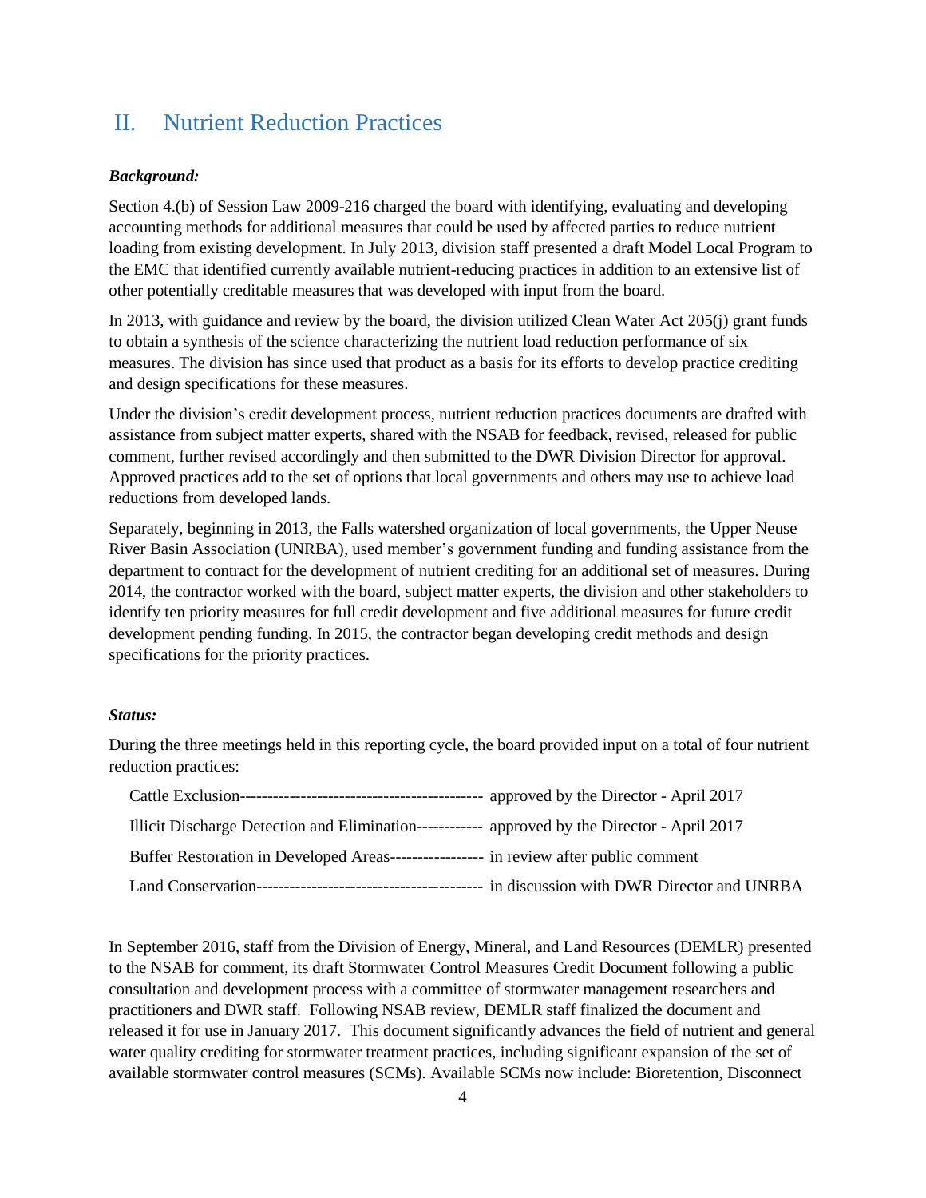## II. Nutrient Reduction Practices

***Background:***

Section 4.(b) of Session Law 2009-216 charged the board with identifying, evaluating and developing accounting methods for additional measures that could be used by affected parties to reduce nutrient loading from existing development. In July 2013, division staff presented a draft Model Local Program to the EMC that identified currently available nutrient-reducing practices in addition to an extensive list of other potentially creditable measures that was developed with input from the board.

In 2013, with guidance and review by the board, the division utilized Clean Water Act 205(j) grant funds to obtain a synthesis of the science characterizing the nutrient load reduction performance of six measures. The division has since used that product as a basis for its efforts to develop practice crediting and design specifications for these measures.

Under the division's credit development process, nutrient reduction practices documents are drafted with assistance from subject matter experts, shared with the NSAB for feedback, revised, released for public comment, further revised accordingly and then submitted to the DWR Division Director for approval. Approved practices add to the set of options that local governments and others may use to achieve load reductions from developed lands.

Separately, beginning in 2013, the Falls watershed organization of local governments, the Upper Neuse River Basin Association (UNRBA), used member's government funding and funding assistance from the department to contract for the development of nutrient crediting for an additional set of measures. During 2014, the contractor worked with the board, subject matter experts, the division and other stakeholders to identify ten priority measures for full credit development and five additional measures for future credit development pending funding. In 2015, the contractor began developing credit methods and design specifications for the priority practices.

***Status:***

During the three meetings held in this reporting cycle, the board provided input on a total of four nutrient reduction practices:

Cattle Exclusion-------------------------------------------- approved by the Director - April 2017

Illicit Discharge Detection and Elimination------------ approved by the Director - April 2017

Buffer Restoration in Developed Areas----------------- in review after public comment

Land Conservation----------------------------------------- in discussion with DWR Director and UNRBA

In September 2016, staff from the Division of Energy, Mineral, and Land Resources (DEMLR) presented to the NSAB for comment, its draft Stormwater Control Measures Credit Document following a public consultation and development process with a committee of stormwater management researchers and practitioners and DWR staff. Following NSAB review, DEMLR staff finalized the document and released it for use in January 2017. This document significantly advances the field of nutrient and general water quality crediting for stormwater treatment practices, including significant expansion of the set of available stormwater control measures (SCMs). Available SCMs now include: Bioretention, Disconnect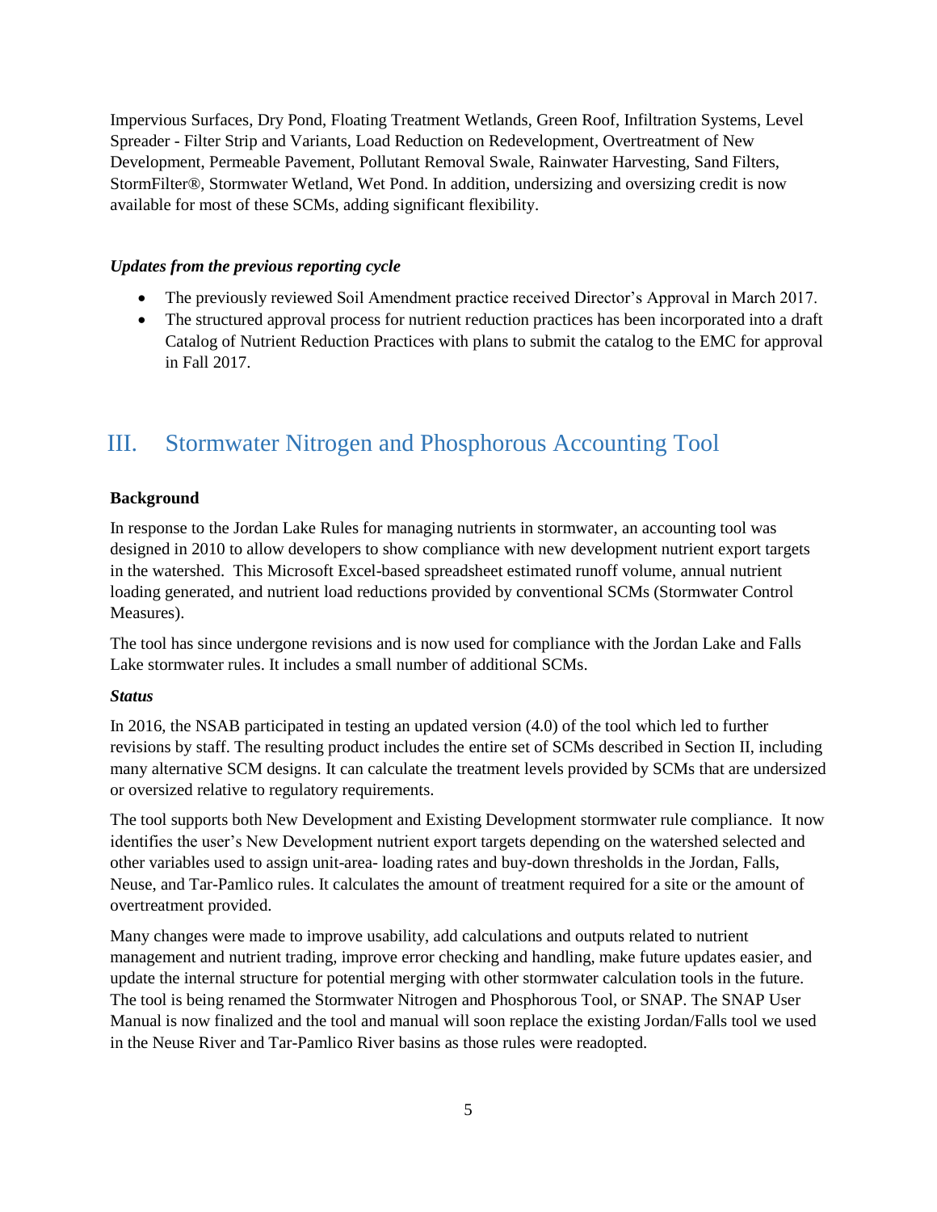Impervious Surfaces, Dry Pond, Floating Treatment Wetlands, Green Roof, Infiltration Systems, Level Spreader - Filter Strip and Variants, Load Reduction on Redevelopment, Overtreatment of New Development, Permeable Pavement, Pollutant Removal Swale, Rainwater Harvesting, Sand Filters, StormFilter®, Stormwater Wetland, Wet Pond. In addition, undersizing and oversizing credit is now available for most of these SCMs, adding significant flexibility.

***Updates from the previous reporting cycle***

- The previously reviewed Soil Amendment practice received Director's Approval in March 2017.
- The structured approval process for nutrient reduction practices has been incorporated into a draft Catalog of Nutrient Reduction Practices with plans to submit the catalog to the EMC for approval in Fall 2017.

# III. Stormwater Nitrogen and Phosphorous Accounting Tool

**Background**

In response to the Jordan Lake Rules for managing nutrients in stormwater, an accounting tool was designed in 2010 to allow developers to show compliance with new development nutrient export targets in the watershed. This Microsoft Excel-based spreadsheet estimated runoff volume, annual nutrient loading generated, and nutrient load reductions provided by conventional SCMs (Stormwater Control Measures).

The tool has since undergone revisions and is now used for compliance with the Jordan Lake and Falls Lake stormwater rules. It includes a small number of additional SCMs.

***Status***

In 2016, the NSAB participated in testing an updated version (4.0) of the tool which led to further revisions by staff. The resulting product includes the entire set of SCMs described in Section II, including many alternative SCM designs. It can calculate the treatment levels provided by SCMs that are undersized or oversized relative to regulatory requirements.

The tool supports both New Development and Existing Development stormwater rule compliance. It now identifies the user's New Development nutrient export targets depending on the watershed selected and other variables used to assign unit-area- loading rates and buy-down thresholds in the Jordan, Falls, Neuse, and Tar-Pamlico rules. It calculates the amount of treatment required for a site or the amount of overtreatment provided.

Many changes were made to improve usability, add calculations and outputs related to nutrient management and nutrient trading, improve error checking and handling, make future updates easier, and update the internal structure for potential merging with other stormwater calculation tools in the future. The tool is being renamed the Stormwater Nitrogen and Phosphorous Tool, or SNAP. The SNAP User Manual is now finalized and the tool and manual will soon replace the existing Jordan/Falls tool we used in the Neuse River and Tar-Pamlico River basins as those rules were readopted.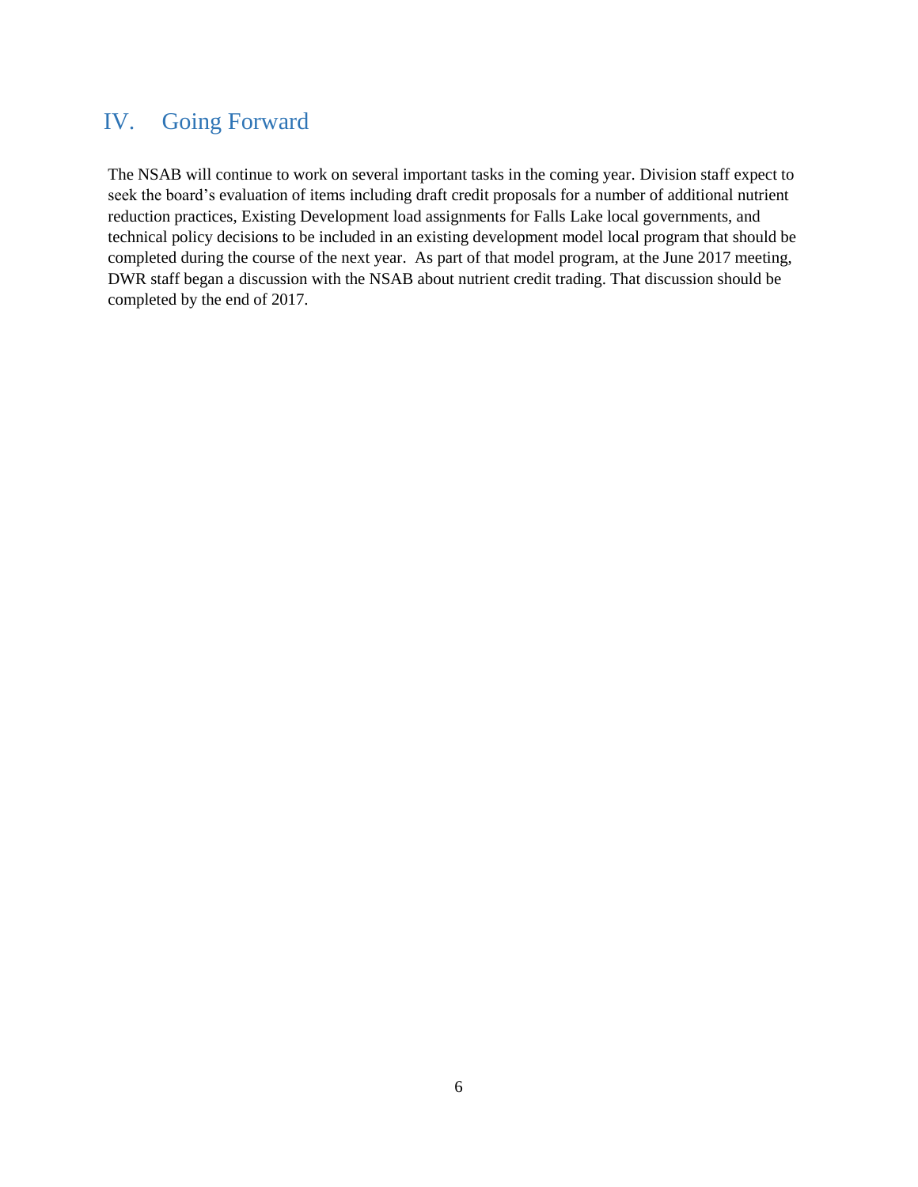## IV. Going Forward

The NSAB will continue to work on several important tasks in the coming year. Division staff expect to seek the board's evaluation of items including draft credit proposals for a number of additional nutrient reduction practices, Existing Development load assignments for Falls Lake local governments, and technical policy decisions to be included in an existing development model local program that should be completed during the course of the next year. As part of that model program, at the June 2017 meeting, DWR staff began a discussion with the NSAB about nutrient credit trading. That discussion should be completed by the end of 2017.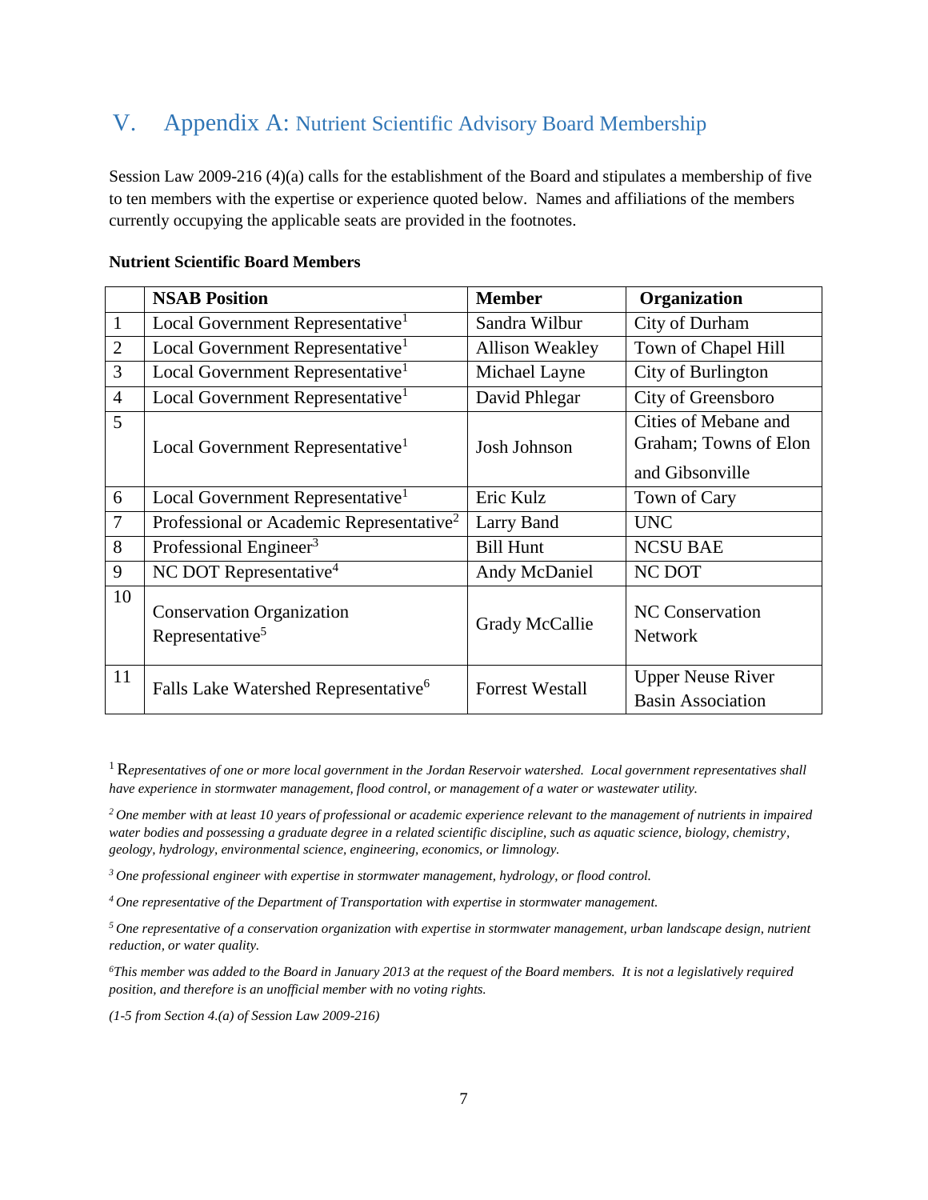# V. Appendix A: Nutrient Scientific Advisory Board Membership

Session Law 2009-216 (4)(a) calls for the establishment of the Board and stipulates a membership of five to ten members with the expertise or experience quoted below. Names and affiliations of the members currently occupying the applicable seats are provided in the footnotes.

**Nutrient Scientific Board Members**

| | NSAB Position | Member | Organization |
|---|---|---|---|
| 1 | Local Government Representative[1] | Sandra Wilbur | City of Durham |
| 2 | Local Government Representative[1] | Allison Weakley | Town of Chapel Hill |
| 3 | Local Government Representative[1] | Michael Layne | City of Burlington |
| 4 | Local Government Representative[1] | David Phlegar | City of Greensboro |
| 5 | Local Government Representative[1] | Josh Johnson | Cities of Mebane and Graham; Towns of Elon and Gibsonville |
| 6 | Local Government Representative[1] | Eric Kulz | Town of Cary |
| 7 | Professional or Academic Representative[2] | Larry Band | UNC |
| 8 | Professional Engineer[3] | Bill Hunt | NCSU BAE |
| 9 | NC DOT Representative[4] | Andy McDaniel | NC DOT |
| 10 | Conservation Organization Representative[5] | Grady McCallie | NC Conservation Network |
| 11 | Falls Lake Watershed Representative[6] | Forrest Westall | Upper Neuse River Basin Association |

[1] R*epresentatives of one or more local government in the Jordan Reservoir watershed. Local government representatives shall have experience in stormwater management, flood control, or management of a water or wastewater utility.*

[2] *One member with at least 10 years of professional or academic experience relevant to the management of nutrients in impaired water bodies and possessing a graduate degree in a related scientific discipline, such as aquatic science, biology, chemistry, geology, hydrology, environmental science, engineering, economics, or limnology.*

[3] *One professional engineer with expertise in stormwater management, hydrology, or flood control.*

[4] *One representative of the Department of Transportation with expertise in stormwater management.*

[5] *One representative of a conservation organization with expertise in stormwater management, urban landscape design, nutrient reduction, or water quality.*

[6] *This member was added to the Board in January 2013 at the request of the Board members. It is not a legislatively required position, and therefore is an unofficial member with no voting rights.*

*(1-5 from Section 4.(a) of Session Law 2009-216)*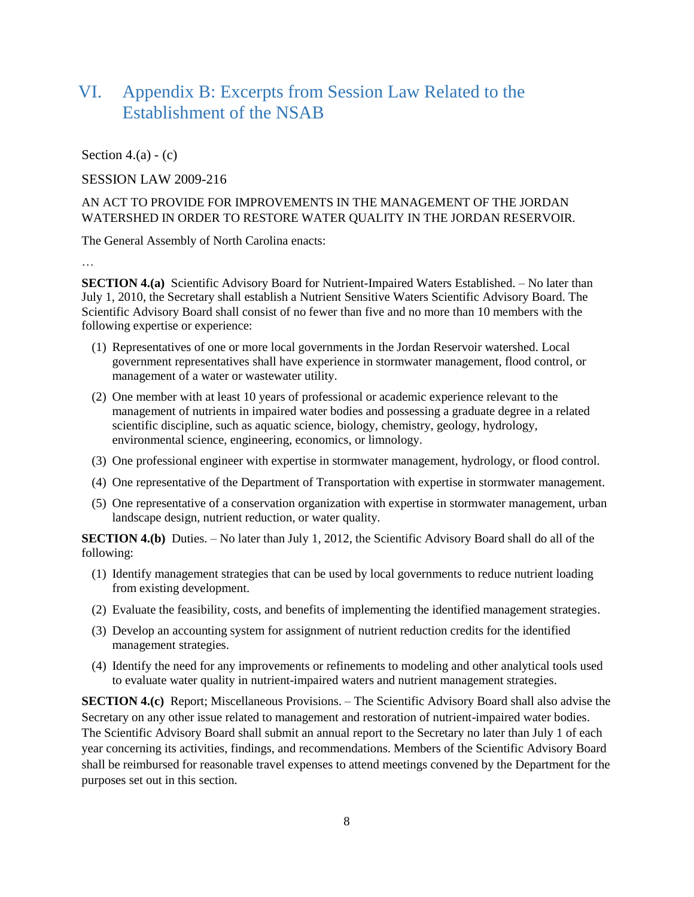# VI. Appendix B: Excerpts from Session Law Related to the Establishment of the NSAB

Section 4.(a) - (c)

SESSION LAW 2009-216

AN ACT TO PROVIDE FOR IMPROVEMENTS IN THE MANAGEMENT OF THE JORDAN WATERSHED IN ORDER TO RESTORE WATER QUALITY IN THE JORDAN RESERVOIR.

The General Assembly of North Carolina enacts:

…

**SECTION 4.(a)** Scientific Advisory Board for Nutrient-Impaired Waters Established. – No later than July 1, 2010, the Secretary shall establish a Nutrient Sensitive Waters Scientific Advisory Board. The Scientific Advisory Board shall consist of no fewer than five and no more than 10 members with the following expertise or experience:

(1) Representatives of one or more local governments in the Jordan Reservoir watershed. Local government representatives shall have experience in stormwater management, flood control, or management of a water or wastewater utility.

(2) One member with at least 10 years of professional or academic experience relevant to the management of nutrients in impaired water bodies and possessing a graduate degree in a related scientific discipline, such as aquatic science, biology, chemistry, geology, hydrology, environmental science, engineering, economics, or limnology.

(3) One professional engineer with expertise in stormwater management, hydrology, or flood control.

(4) One representative of the Department of Transportation with expertise in stormwater management.

(5) One representative of a conservation organization with expertise in stormwater management, urban landscape design, nutrient reduction, or water quality.

**SECTION 4.(b)** Duties. – No later than July 1, 2012, the Scientific Advisory Board shall do all of the following:

(1) Identify management strategies that can be used by local governments to reduce nutrient loading from existing development.

(2) Evaluate the feasibility, costs, and benefits of implementing the identified management strategies.

(3) Develop an accounting system for assignment of nutrient reduction credits for the identified management strategies.

(4) Identify the need for any improvements or refinements to modeling and other analytical tools used to evaluate water quality in nutrient-impaired waters and nutrient management strategies.

**SECTION 4.(c)** Report; Miscellaneous Provisions. – The Scientific Advisory Board shall also advise the Secretary on any other issue related to management and restoration of nutrient-impaired water bodies. The Scientific Advisory Board shall submit an annual report to the Secretary no later than July 1 of each year concerning its activities, findings, and recommendations. Members of the Scientific Advisory Board shall be reimbursed for reasonable travel expenses to attend meetings convened by the Department for the purposes set out in this section.